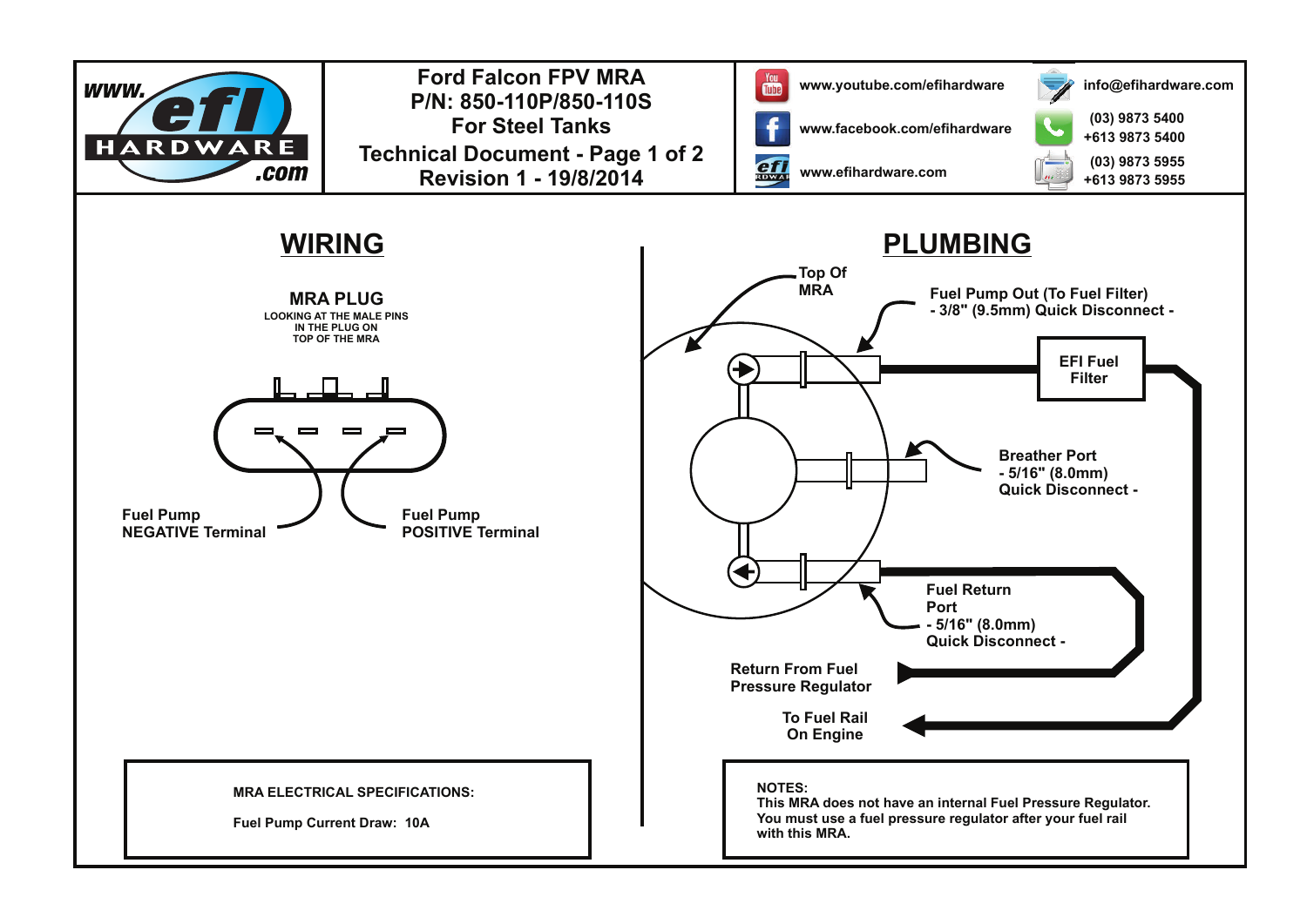# Ford Falcon FPV MRA
## P/N: 850-110P/850-110S
## For Steel Tanks
## Technical Document - Page 1 of 2
## Revision 1 - 19/8/2014

www.youtube.com/efihardware

www.facebook.com/efihardware

www.efihardware.com

info@efihardware.com

(03) 9873 5400
+613 9873 5400

(03) 9873 5955
+613 9873 5955

## WIRING

**MRA PLUG**

LOOKING AT THE MALE PINS IN THE PLUG ON TOP OF THE MRA

Fuel Pump NEGATIVE Terminal

Fuel Pump POSITIVE Terminal

**MRA ELECTRICAL SPECIFICATIONS:**

Fuel Pump Current Draw: 10A

## PLUMBING

Top Of MRA

Fuel Pump Out (To Fuel Filter)
- 3/8" (9.5mm) Quick Disconnect -

EFI Fuel Filter

Breather Port
- 5/16" (8.0mm) Quick Disconnect -

Fuel Return Port
- 5/16" (8.0mm) Quick Disconnect -

Return From Fuel Pressure Regulator

To Fuel Rail On Engine

**NOTES:**
This MRA does not have an internal Fuel Pressure Regulator. You must use a fuel pressure regulator after your fuel rail with this MRA.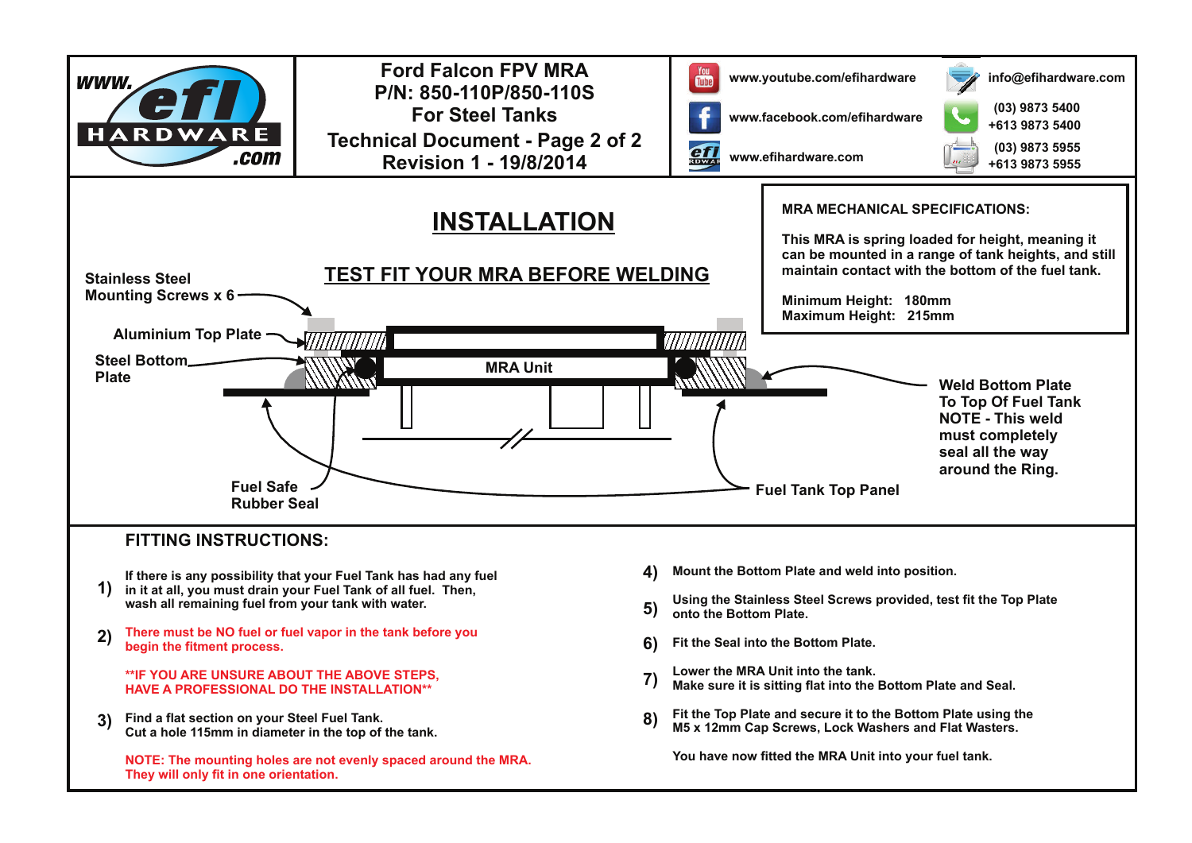**Ford Falcon FPV MRA**
**P/N: 850-110P/850-110S**
**For Steel Tanks**
**Technical Document - Page 2 of 2**
**Revision 1 - 19/8/2014**

www.youtube.com/efihardware
www.facebook.com/efihardware
www.efihardware.com

info@efihardware.com
(03) 9873 5400
+613 9873 5400
(03) 9873 5955
+613 9873 5955

# INSTALLATION

## TEST FIT YOUR MRA BEFORE WELDING

Stainless Steel Mounting Screws x 6

Aluminium Top Plate

Steel Bottom Plate

MRA Unit

Weld Bottom Plate To Top Of Fuel Tank NOTE - This weld must completely seal all the way around the Ring.

Fuel Safe Rubber Seal

Fuel Tank Top Panel

**MRA MECHANICAL SPECIFICATIONS:**

This MRA is spring loaded for height, meaning it can be mounted in a range of tank heights, and still maintain contact with the bottom of the fuel tank.

Minimum Height: 180mm
Maximum Height: 215mm

## FITTING INSTRUCTIONS:

1) If there is any possibility that your Fuel Tank has had any fuel in it at all, you must drain your Fuel Tank of all fuel. Then, wash all remaining fuel from your tank with water.

2) There must be NO fuel or fuel vapor in the tank before you begin the fitment process.

**IF YOU ARE UNSURE ABOUT THE ABOVE STEPS, HAVE A PROFESSIONAL DO THE INSTALLATION**

3) Find a flat section on your Steel Fuel Tank. Cut a hole 115mm in diameter in the top of the tank.

NOTE: The mounting holes are not evenly spaced around the MRA. They will only fit in one orientation.

4) Mount the Bottom Plate and weld into position.

5) Using the Stainless Steel Screws provided, test fit the Top Plate onto the Bottom Plate.

6) Fit the Seal into the Bottom Plate.

7) Lower the MRA Unit into the tank. Make sure it is sitting flat into the Bottom Plate and Seal.

8) Fit the Top Plate and secure it to the Bottom Plate using the M5 x 12mm Cap Screws, Lock Washers and Flat Wasters.

You have now fitted the MRA Unit into your fuel tank.